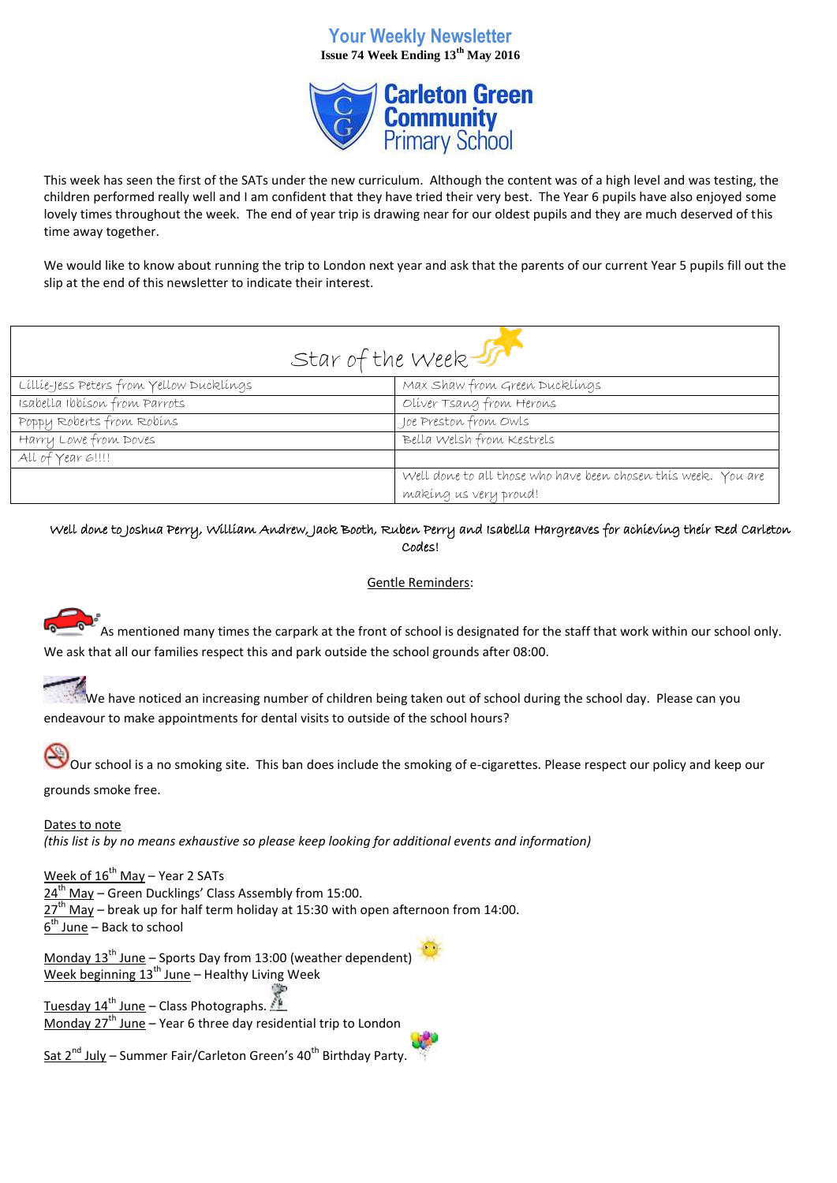# Your Weekly Newsletter

**Issue 74 Week Ending 13th May 2016**

**Carleton Green Community Primary School**

This week has seen the first of the SATs under the new curriculum. Although the content was of a high level and was testing, the children performed really well and I am confident that they have tried their very best. The Year 6 pupils have also enjoyed some lovely times throughout the week. The end of year trip is drawing near for our oldest pupils and they are much deserved of this time away together.

We would like to know about running the trip to London next year and ask that the parents of our current Year 5 pupils fill out the slip at the end of this newsletter to indicate their interest.

| Star of the Week | |
|---|---|
| Lillie-Jess Peters from Yellow Ducklings | Max Shaw from Green Ducklings |
| Isabella Ibbison from Parrots | Oliver Tsang from Herons |
| Poppy Roberts from Robins | Joe Preston from Owls |
| Harry Lowe from Doves | Bella Welsh from Kestrels |
| All of Year 6!!!! | |
| | Well done to all those who have been chosen this week. You are making us very proud! |

Well done to Joshua Perry, William Andrew, Jack Booth, Ruben Perry and Isabella Hargreaves for achieving their Red Carleton Codes!

<u>Gentle Reminders</u>:

As mentioned many times the carpark at the front of school is designated for the staff that work within our school only. We ask that all our families respect this and park outside the school grounds after 08:00.

We have noticed an increasing number of children being taken out of school during the school day. Please can you endeavour to make appointments for dental visits to outside of the school hours?

Our school is a no smoking site. This ban does include the smoking of e-cigarettes. Please respect our policy and keep our grounds smoke free.

<u>Dates to note</u>

*(this list is by no means exhaustive so please keep looking for additional events and information)*

<u>Week of 16th May</u> – Year 2 SATs
<u>24th May</u> – Green Ducklings' Class Assembly from 15:00.
<u>27th May</u> – break up for half term holiday at 15:30 with open afternoon from 14:00.
<u>6th June</u> – Back to school

<u>Monday 13th June</u> – Sports Day from 13:00 (weather dependent)
<u>Week beginning 13th June</u> – Healthy Living Week

<u>Tuesday 14th June</u> – Class Photographs.
<u>Monday 27th June</u> – Year 6 three day residential trip to London

<u>Sat 2nd July</u> – Summer Fair/Carleton Green's 40th Birthday Party.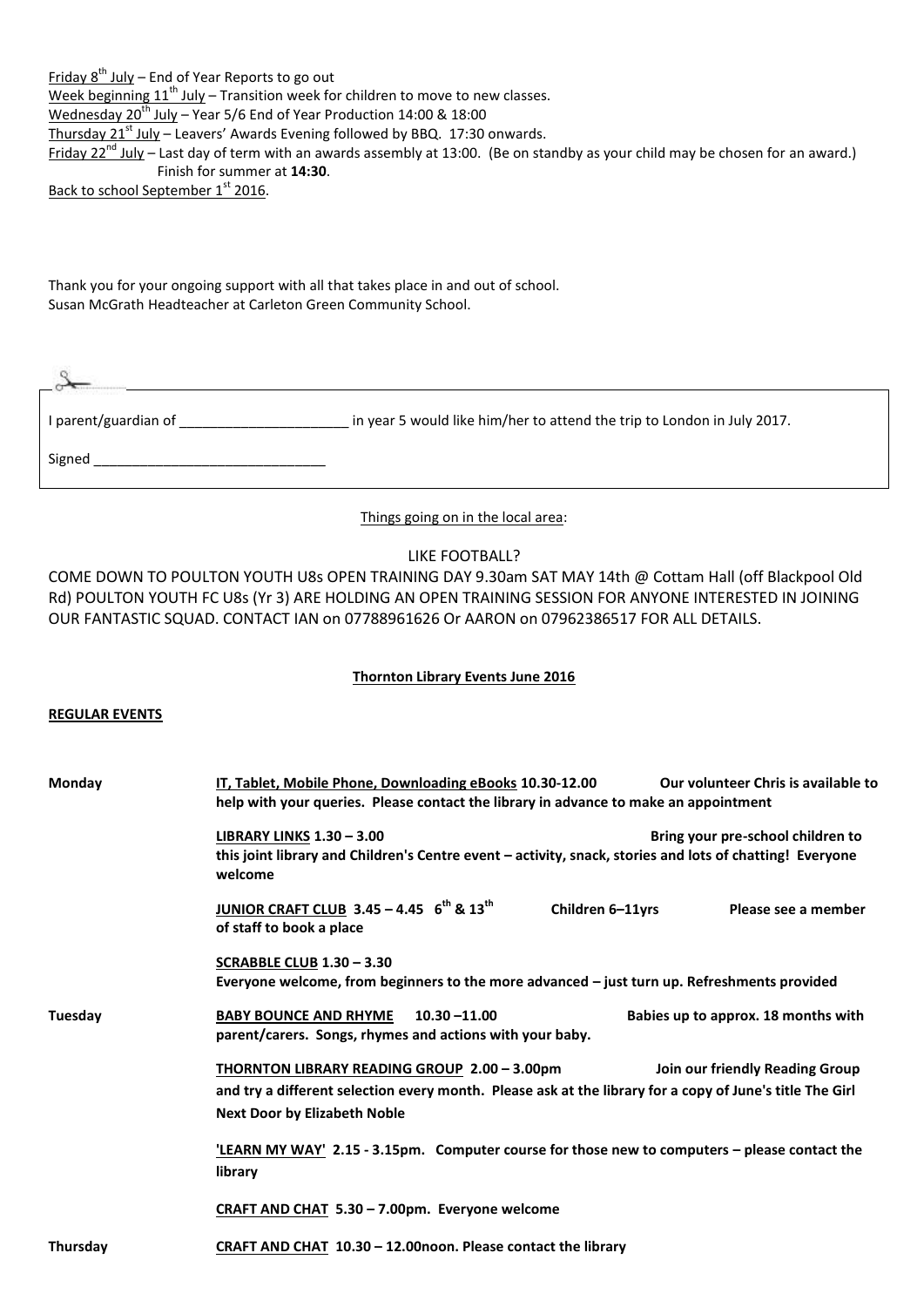<u>Friday 8th July</u> – End of Year Reports to go out
<u>Week beginning 11th July</u> – Transition week for children to move to new classes.
<u>Wednesday 20th July</u> – Year 5/6 End of Year Production 14:00 & 18:00
<u>Thursday 21st July</u> – Leavers' Awards Evening followed by BBQ. 17:30 onwards.
<u>Friday 22nd July</u> – Last day of term with an awards assembly at 13:00. (Be on standby as your child may be chosen for an award.) Finish for summer at **14:30**.
<u>Back to school September 1st 2016</u>.

Thank you for your ongoing support with all that takes place in and out of school.
Susan McGrath Headteacher at Carleton Green Community School.

---

I parent/guardian of ______________________ in year 5 would like him/her to attend the trip to London in July 2017.

Signed ______________________________

---

<u>Things going on in the local area</u>:

LIKE FOOTBALL?

COME DOWN TO POULTON YOUTH U8s OPEN TRAINING DAY 9.30am SAT MAY 14th @ Cottam Hall (off Blackpool Old Rd) POULTON YOUTH FC U8s (Yr 3) ARE HOLDING AN OPEN TRAINING SESSION FOR ANYONE INTERESTED IN JOINING OUR FANTASTIC SQUAD. CONTACT IAN on 07788961626 Or AARON on 07962386517 FOR ALL DETAILS.

**<u>Thornton Library Events June 2016</u>**

**<u>REGULAR EVENTS</u>**

**Monday**

**<u>IT, Tablet, Mobile Phone, Downloading eBooks</u> 10.30-12.00** **Our volunteer Chris is available to help with your queries. Please contact the library in advance to make an appointment**

**<u>LIBRARY LINKS</u> 1.30 – 3.00** **Bring your pre-school children to this joint library and Children's Centre event – activity, snack, stories and lots of chatting! Everyone welcome**

**<u>JUNIOR CRAFT CLUB</u> 3.45 – 4.45 6th & 13th** **Children 6–11yrs** **Please see a member of staff to book a place**

**<u>SCRABBLE CLUB</u> 1.30 – 3.30**
**Everyone welcome, from beginners to the more advanced – just turn up. Refreshments provided**

**Tuesday**

**<u>BABY BOUNCE AND RHYME</u> 10.30 –11.00** **Babies up to approx. 18 months with parent/carers. Songs, rhymes and actions with your baby.**

**<u>THORNTON LIBRARY READING GROUP</u> 2.00 – 3.00pm** **Join our friendly Reading Group and try a different selection every month. Please ask at the library for a copy of June's title The Girl Next Door by Elizabeth Noble**

**<u>'LEARN MY WAY'</u> 2.15 - 3.15pm. Computer course for those new to computers – please contact the library**

**<u>CRAFT AND CHAT</u> 5.30 – 7.00pm. Everyone welcome**

**Thursday**

**<u>CRAFT AND CHAT</u> 10.30 – 12.00noon. Please contact the library**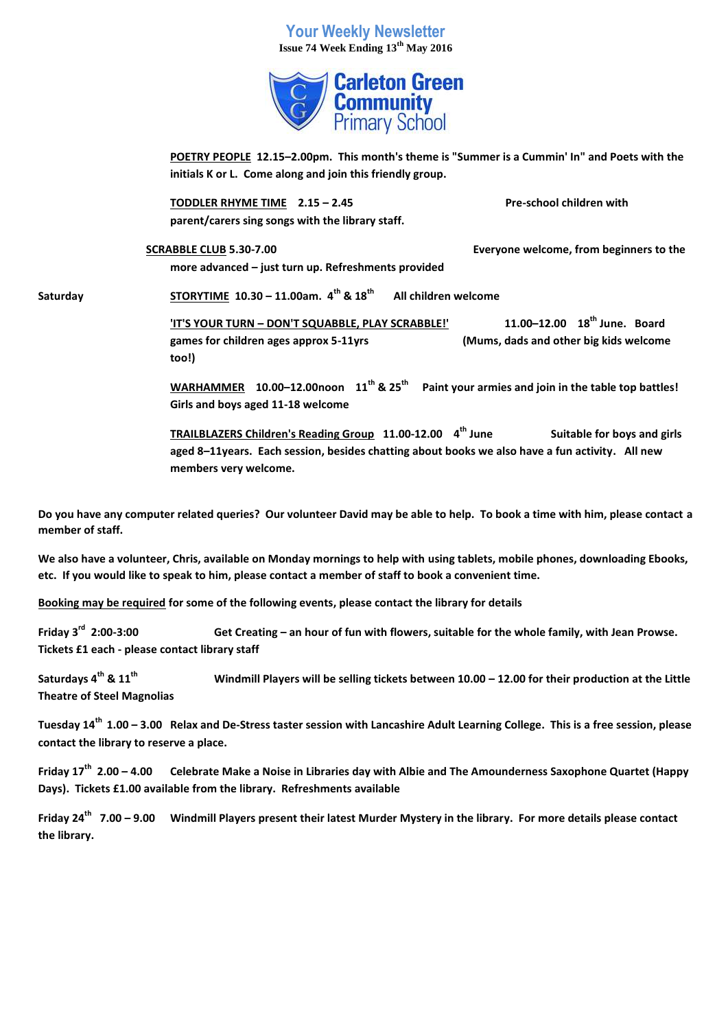# Your Weekly Newsletter

**Issue 74 Week Ending 13th May 2016**

**Carleton Green Community Primary School**

**POETRY PEOPLE 12.15–2.00pm. This month's theme is "Summer is a Cummin' In" and Poets with the initials K or L. Come along and join this friendly group.**

**TODDLER RHYME TIME 2.15 – 2.45 Pre-school children with parent/carers sing songs with the library staff.**

**SCRABBLE CLUB 5.30-7.00 Everyone welcome, from beginners to the more advanced – just turn up. Refreshments provided**

**Saturday**

**STORYTIME 10.30 – 11.00am. 4th & 18th All children welcome**

**'IT'S YOUR TURN – DON'T SQUABBLE, PLAY SCRABBLE!' 11.00–12.00 18th June. Board games for children ages approx 5-11yrs (Mums, dads and other big kids welcome too!)**

**WARHAMMER 10.00–12.00noon 11th & 25th Paint your armies and join in the table top battles! Girls and boys aged 11-18 welcome**

**TRAILBLAZERS Children's Reading Group 11.00-12.00 4th June Suitable for boys and girls aged 8–11years. Each session, besides chatting about books we also have a fun activity. All new members very welcome.**

**Do you have any computer related queries? Our volunteer David may be able to help. To book a time with him, please contact a member of staff.**

**We also have a volunteer, Chris, available on Monday mornings to help with using tablets, mobile phones, downloading Ebooks, etc. If you would like to speak to him, please contact a member of staff to book a convenient time.**

**Booking may be required for some of the following events, please contact the library for details**

**Friday 3rd 2:00-3:00 Get Creating – an hour of fun with flowers, suitable for the whole family, with Jean Prowse. Tickets £1 each - please contact library staff**

**Saturdays 4th & 11th Windmill Players will be selling tickets between 10.00 – 12.00 for their production at the Little Theatre of Steel Magnolias**

**Tuesday 14th 1.00 – 3.00 Relax and De-Stress taster session with Lancashire Adult Learning College. This is a free session, please contact the library to reserve a place.**

**Friday 17th 2.00 – 4.00 Celebrate Make a Noise in Libraries day with Albie and The Amounderness Saxophone Quartet (Happy Days). Tickets £1.00 available from the library. Refreshments available**

**Friday 24th 7.00 – 9.00 Windmill Players present their latest Murder Mystery in the library. For more details please contact the library.**